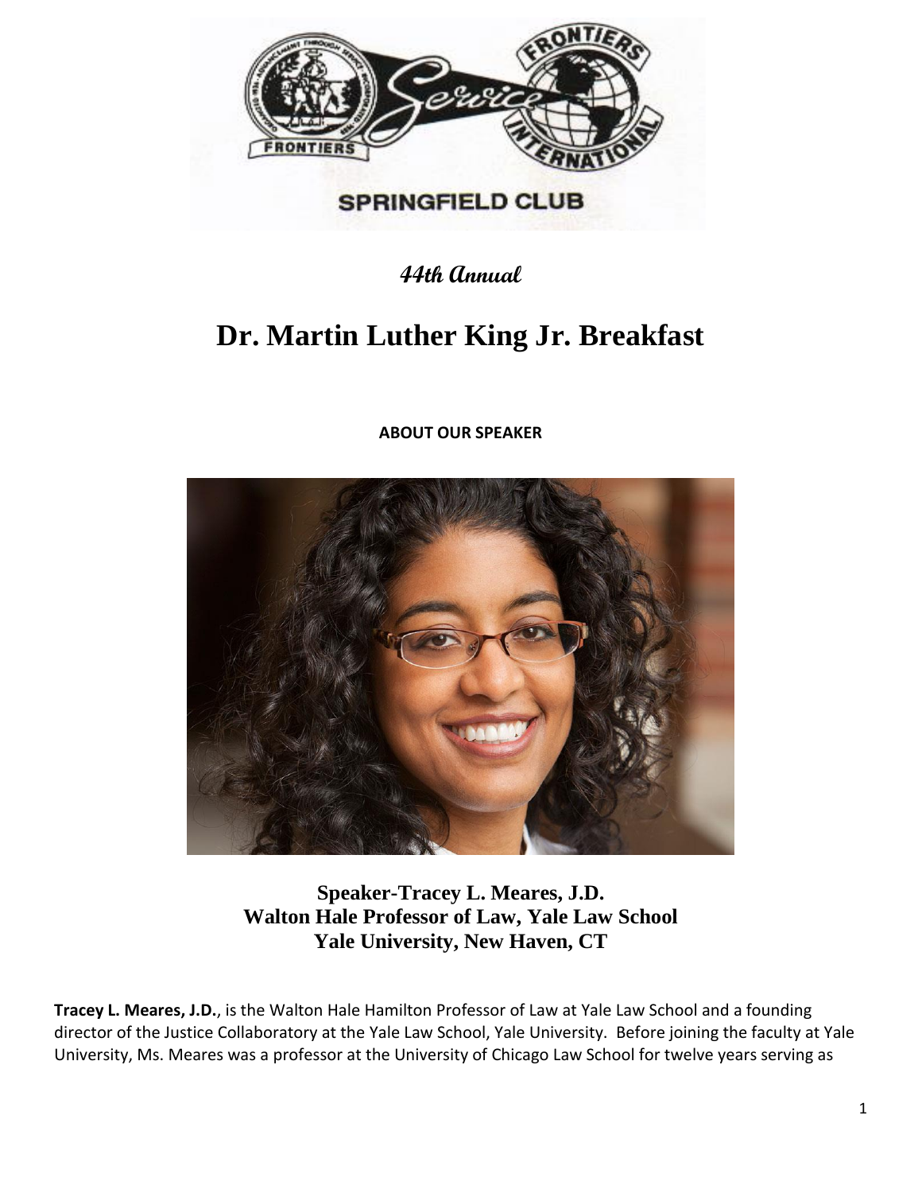SPRINGFIELD CLUB

**44th Annual**

# Dr. Martin Luther King Jr. Breakfast

**ABOUT OUR SPEAKER**

**Speaker-Tracey L. Meares, J.D.**
**Walton Hale Professor of Law, Yale Law School**
**Yale University, New Haven, CT**

**Tracey L. Meares, J.D.**, is the Walton Hale Hamilton Professor of Law at Yale Law School and a founding director of the Justice Collaboratory at the Yale Law School, Yale University. Before joining the faculty at Yale University, Ms. Meares was a professor at the University of Chicago Law School for twelve years serving as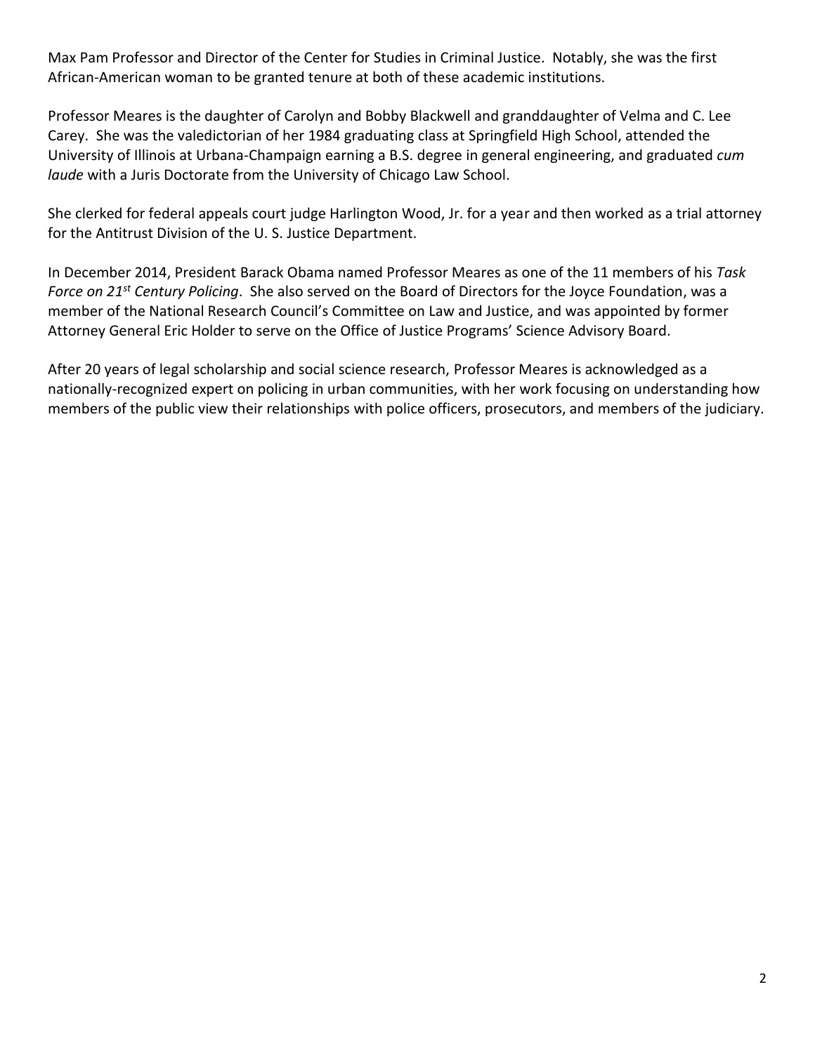Max Pam Professor and Director of the Center for Studies in Criminal Justice. Notably, she was the first African-American woman to be granted tenure at both of these academic institutions.

Professor Meares is the daughter of Carolyn and Bobby Blackwell and granddaughter of Velma and C. Lee Carey. She was the valedictorian of her 1984 graduating class at Springfield High School, attended the University of Illinois at Urbana-Champaign earning a B.S. degree in general engineering, and graduated *cum laude* with a Juris Doctorate from the University of Chicago Law School.

She clerked for federal appeals court judge Harlington Wood, Jr. for a year and then worked as a trial attorney for the Antitrust Division of the U. S. Justice Department.

In December 2014, President Barack Obama named Professor Meares as one of the 11 members of his *Task Force on 21st Century Policing*. She also served on the Board of Directors for the Joyce Foundation, was a member of the National Research Council's Committee on Law and Justice, and was appointed by former Attorney General Eric Holder to serve on the Office of Justice Programs' Science Advisory Board.

After 20 years of legal scholarship and social science research, Professor Meares is acknowledged as a nationally-recognized expert on policing in urban communities, with her work focusing on understanding how members of the public view their relationships with police officers, prosecutors, and members of the judiciary.